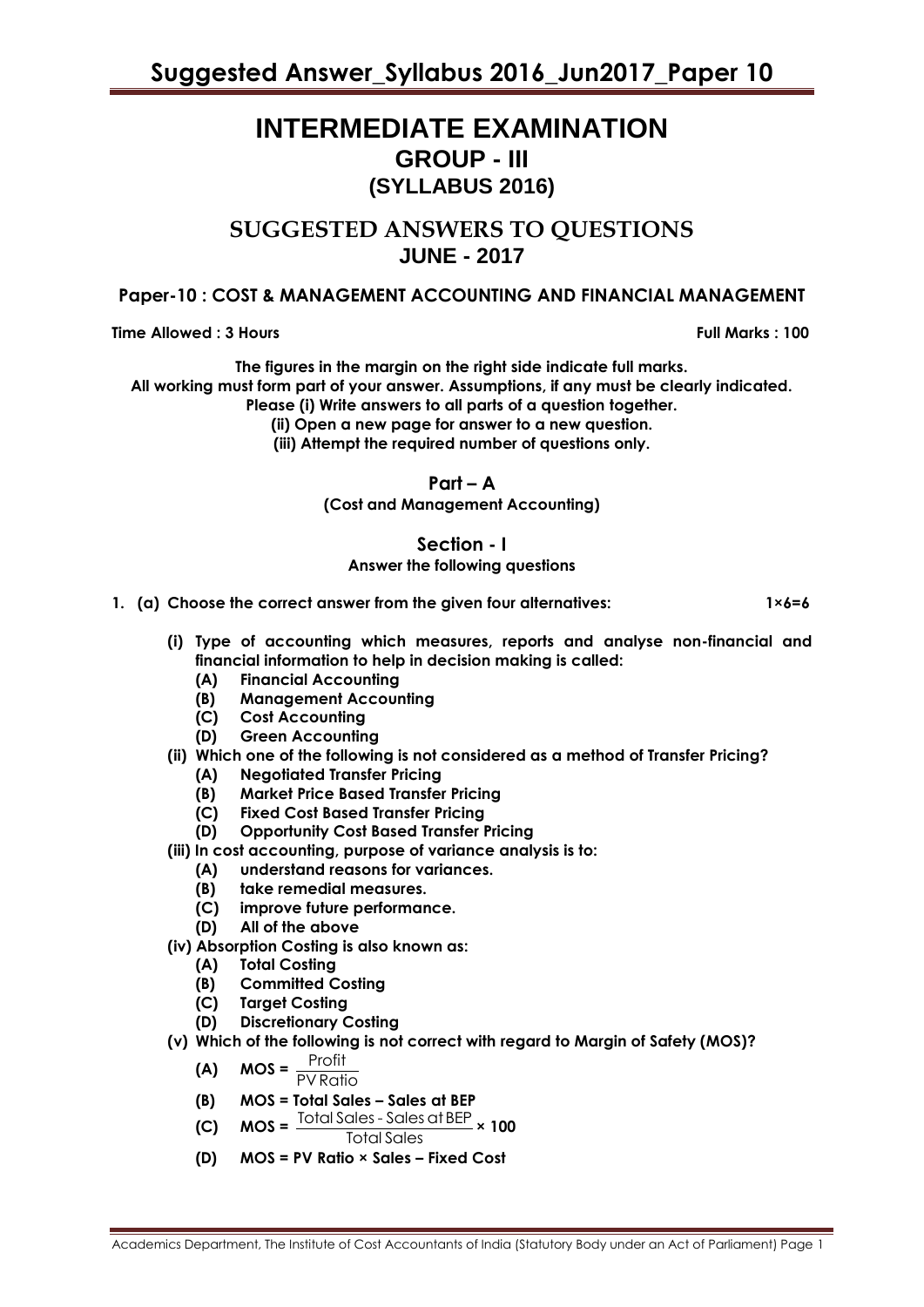# INTERMEDIATE EXAMINATION

## GROUP - III

## (SYLLABUS 2016)

## SUGGESTED ANSWERS TO QUESTIONS

## JUNE - 2017

### Paper-10 : COST & MANAGEMENT ACCOUNTING AND FINANCIAL MANAGEMENT

**Time Allowed : 3 Hours** **Full Marks : 100**

**The figures in the margin on the right side indicate full marks.**
**All working must form part of your answer. Assumptions, if any must be clearly indicated.**
**Please (i) Write answers to all parts of a question together.**
**(ii) Open a new page for answer to a new question.**
**(iii) Attempt the required number of questions only.**

## Part – A

**(Cost and Management Accounting)**

## Section - I

**Answer the following questions**

**1. (a) Choose the correct answer from the given four alternatives: 1×6=6**

**(i) Type of accounting which measures, reports and analyse non-financial and financial information to help in decision making is called:**

- **(A) Financial Accounting**
- **(B) Management Accounting**
- **(C) Cost Accounting**
- **(D) Green Accounting**

**(ii) Which one of the following is not considered as a method of Transfer Pricing?**

- **(A) Negotiated Transfer Pricing**
- **(B) Market Price Based Transfer Pricing**
- **(C) Fixed Cost Based Transfer Pricing**
- **(D) Opportunity Cost Based Transfer Pricing**

**(iii) In cost accounting, purpose of variance analysis is to:**

- **(A) understand reasons for variances.**
- **(B) take remedial measures.**
- **(C) improve future performance.**
- **(D) All of the above**

**(iv) Absorption Costing is also known as:**

- **(A) Total Costing**
- **(B) Committed Costing**
- **(C) Target Costing**
- **(D) Discretionary Costing**

**(v) Which of the following is not correct with regard to Margin of Safety (MOS)?**

- **(A)** $\text{MOS} = \dfrac{\text{Profit}}{\text{PV Ratio}}$
- **(B) MOS = Total Sales – Sales at BEP**
- **(C)** $\text{MOS} = \dfrac{\text{Total Sales - Sales at BEP}}{\text{Total Sales}} \times 100$
- **(D) MOS = PV Ratio × Sales – Fixed Cost**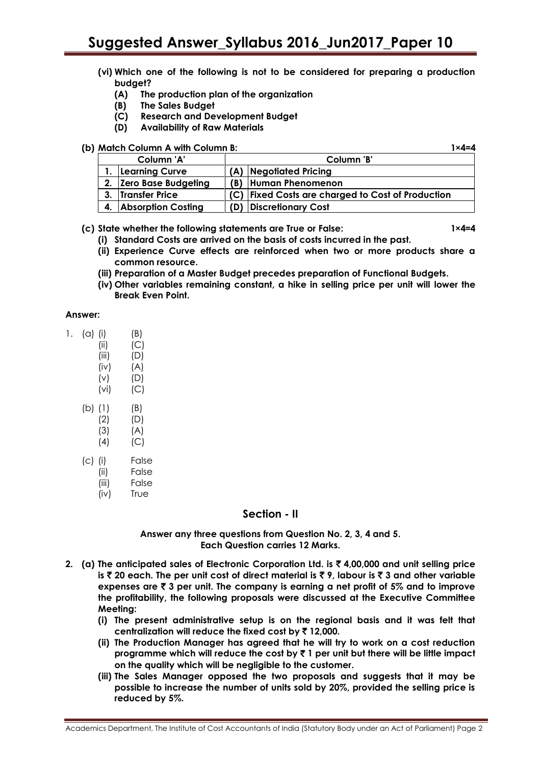**(vi) Which one of the following is not to be considered for preparing a production budget?**

**(A) The production plan of the organization**

**(B) The Sales Budget**

**(C) Research and Development Budget**

**(D) Availability of Raw Materials**

**(b) Match Column A with Column B:** **1×4=4**

| | Column 'A' | | Column 'B' |
|---|---|---|---|
| 1. | Learning Curve | (A) | Negotiated Pricing |
| 2. | Zero Base Budgeting | (B) | Human Phenomenon |
| 3. | Transfer Price | (C) | Fixed Costs are charged to Cost of Production |
| 4. | Absorption Costing | (D) | Discretionary Cost |

**(c) State whether the following statements are True or False:** **1×4=4**

**(i) Standard Costs are arrived on the basis of costs incurred in the past.**

**(ii) Experience Curve effects are reinforced when two or more products share a common resource.**

**(iii) Preparation of a Master Budget precedes preparation of Functional Budgets.**

**(iv) Other variables remaining constant, a hike in selling price per unit will lower the Break Even Point.**

**Answer:**

1. (a) (i) (B)
   (ii) (C)
   (iii) (D)
   (iv) (A)
   (v) (D)
   (vi) (C)

   (b) (1) (B)
   (2) (D)
   (3) (A)
   (4) (C)

   (c) (i) False
   (ii) False
   (iii) False
   (iv) True

## Section - II

**Answer any three questions from Question No. 2, 3, 4 and 5.**
**Each Question carries 12 Marks.**

**2. (a) The anticipated sales of Electronic Corporation Ltd. is ₹ 4,00,000 and unit selling price is ₹ 20 each. The per unit cost of direct material is ₹ 9, labour is ₹ 3 and other variable expenses are ₹ 3 per unit. The company is earning a net profit of 5% and to improve the profitability, the following proposals were discussed at the Executive Committee Meeting:**

**(i) The present administrative setup is on the regional basis and it was felt that centralization will reduce the fixed cost by ₹ 12,000.**

**(ii) The Production Manager has agreed that he will try to work on a cost reduction programme which will reduce the cost by ₹ 1 per unit but there will be little impact on the quality which will be negligible to the customer.**

**(iii) The Sales Manager opposed the two proposals and suggests that it may be possible to increase the number of units sold by 20%, provided the selling price is reduced by 5%.**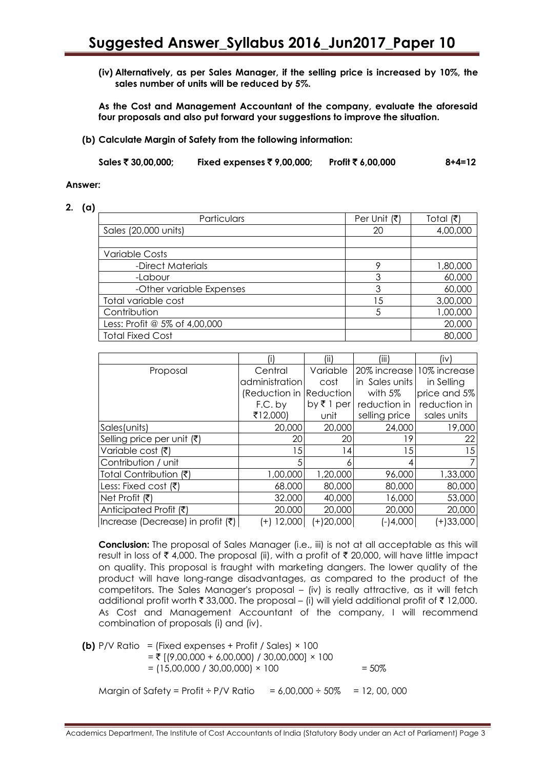**(iv) Alternatively, as per Sales Manager, if the selling price is increased by 10%, the sales number of units will be reduced by 5%.**

**As the Cost and Management Accountant of the company, evaluate the aforesaid four proposals and also put forward your suggestions to improve the situation.**

**(b) Calculate Margin of Safety from the following information:**

**Sales ₹ 30,00,000; Fixed expenses ₹ 9,00,000; Profit ₹ 6,00,000 8+4=12**

**Answer:**

**2. (a)**

| Particulars | Per Unit (₹) | Total (₹) |
|---|---|---|
| Sales (20,000 units) | 20 | 4,00,000 |
| | | |
| Variable Costs | | |
| -Direct Materials | 9 | 1,80,000 |
| -Labour | 3 | 60,000 |
| -Other variable Expenses | 3 | 60,000 |
| Total variable cost | 15 | 3,00,000 |
| Contribution | 5 | 1,00,000 |
| Less: Profit @ 5% of 4,00,000 | | 20,000 |
| Total Fixed Cost | | 80,000 |

| | (i) | (ii) | (iii) | (iv) |
|---|---|---|---|---|
| Proposal | Central administration (Reduction in F.C. by ₹12,000) | Variable cost Reduction by ₹ 1 per unit | 20% increase in Sales units with 5% reduction in selling price | 10% increase in Selling price and 5% reduction in sales units |
| Sales(units) | 20,000 | 20,000 | 24,000 | 19,000 |
| Selling price per unit (₹) | 20 | 20 | 19 | 22 |
| Variable cost (₹) | 15 | 14 | 15 | 15 |
| Contribution / unit | 5 | 6 | 4 | 7 |
| Total Contribution (₹) | 1,00,000 | 1,20,000 | 96,000 | 1,33,000 |
| Less: Fixed cost (₹) | 68.000 | 80,000 | 80,000 | 80,000 |
| Net Profit (₹) | 32.000 | 40,000 | 16,000 | 53,000 |
| Anticipated Profit (₹) | 20.000 | 20,000 | 20,000 | 20,000 |
| Increase (Decrease) in profit (₹) | (+) 12,000 | (+)20,000 | (-)4,000 | (+)33,000 |

**Conclusion:** The proposal of Sales Manager (i.e., iii) is not at all acceptable as this will result in loss of ₹ 4,000. The proposal (ii), with a profit of ₹ 20,000, will have little impact on quality. This proposal is fraught with marketing dangers. The lower quality of the product will have long-range disadvantages, as compared to the product of the competitors. The Sales Manager's proposal – (iv) is really attractive, as it will fetch additional profit worth ₹ 33,000. The proposal – (i) will yield additional profit of ₹ 12,000. As Cost and Management Accountant of the company, I will recommend combination of proposals (i) and (iv).

**(b)** P/V Ratio = (Fixed expenses + Profit / Sales) × 100
= ₹ [(9,00,000 + 6,00,000) / 30,00,000] × 100
= (15,00,000 / 30,00,000) × 100 = 50%

Margin of Safety = Profit ÷ P/V Ratio = 6,00,000 ÷ 50% = 12, 00, 000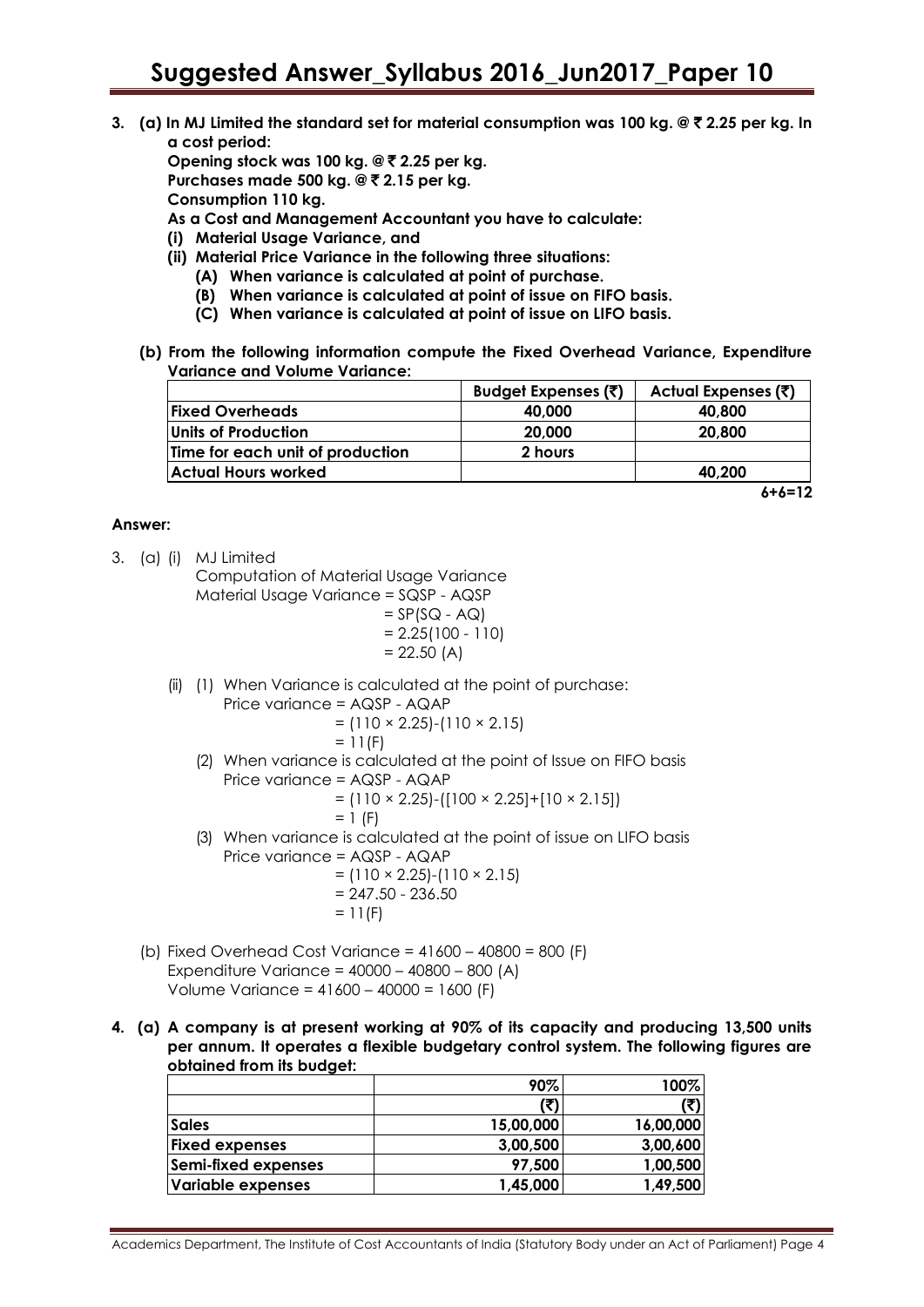**3. (a) In MJ Limited the standard set for material consumption was 100 kg. @ ₹ 2.25 per kg. In a cost period:**

**Opening stock was 100 kg. @ ₹ 2.25 per kg.**

**Purchases made 500 kg. @ ₹ 2.15 per kg.**

**Consumption 110 kg.**

**As a Cost and Management Accountant you have to calculate:**

**(i) Material Usage Variance, and**

**(ii) Material Price Variance in the following three situations:**

**(A) When variance is calculated at point of purchase.**

**(B) When variance is calculated at point of issue on FIFO basis.**

**(C) When variance is calculated at point of issue on LIFO basis.**

**(b) From the following information compute the Fixed Overhead Variance, Expenditure Variance and Volume Variance:**

| | Budget Expenses (₹) | Actual Expenses (₹) |
|---|---|---|
| **Fixed Overheads** | **40,000** | **40,800** |
| **Units of Production** | **20,000** | **20,800** |
| **Time for each unit of production** | **2 hours** | |
| **Actual Hours worked** | | **40,200** |

**6+6=12**

**Answer:**

3. (a) (i) MJ Limited

Computation of Material Usage Variance

Material Usage Variance = SQSP - AQSP

= SP(SQ - AQ)

= 2.25(100 - 110)

= 22.50 (A)

(ii) (1) When Variance is calculated at the point of purchase:

Price variance = AQSP - AQAP

= (110 × 2.25)-(110 × 2.15)

= 11(F)

(2) When variance is calculated at the point of Issue on FIFO basis

Price variance = AQSP - AQAP

= (110 × 2.25)-([100 × 2.25]+[10 × 2.15])

= 1 (F)

(3) When variance is calculated at the point of issue on LIFO basis

Price variance = AQSP - AQAP

= (110 × 2.25)-(110 × 2.15)

= 247.50 - 236.50

= 11(F)

(b) Fixed Overhead Cost Variance = 41600 – 40800 = 800 (F)

Expenditure Variance = 40000 – 40800 – 800 (A)

Volume Variance = 41600 – 40000 = 1600 (F)

**4. (a) A company is at present working at 90% of its capacity and producing 13,500 units per annum. It operates a flexible budgetary control system. The following figures are obtained from its budget:**

| | 90% | 100% |
|---|---|---|
| | (₹) | (₹) |
| Sales | 15,00,000 | 16,00,000 |
| Fixed expenses | 3,00,500 | 3,00,600 |
| Semi-fixed expenses | 97,500 | 1,00,500 |
| Variable expenses | 1,45,000 | 1,49,500 |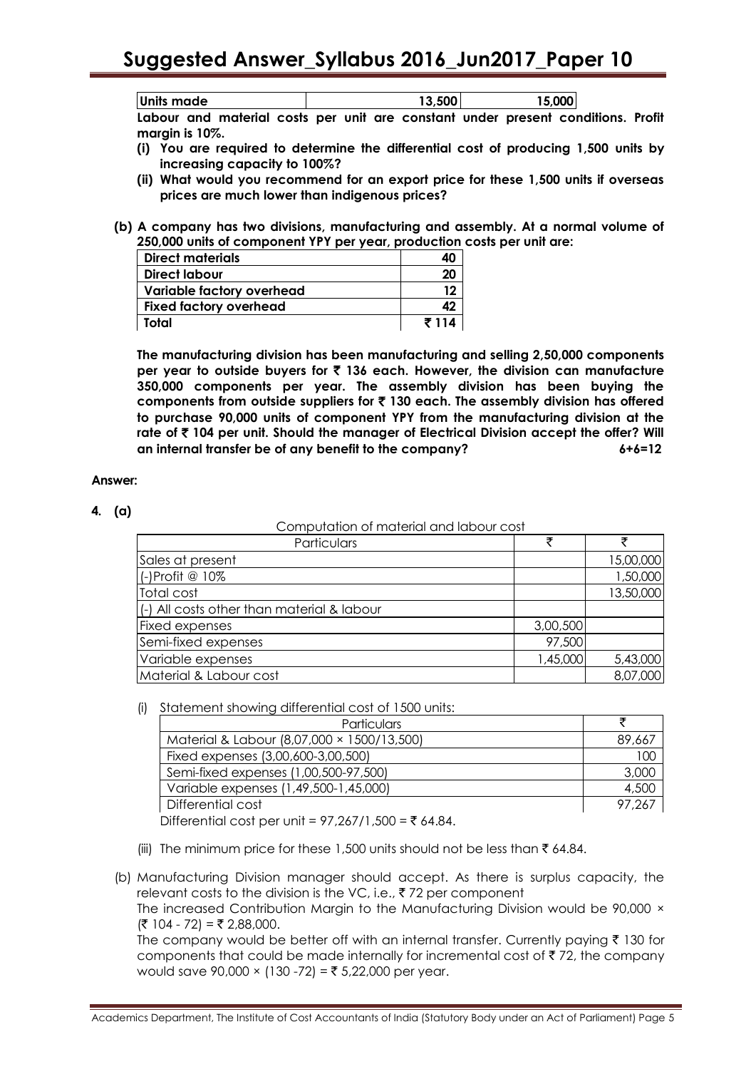| Units made | 13,500 | 15,000 |
|---|---|---|

**Labour and material costs per unit are constant under present conditions. Profit margin is 10%.**

**(i) You are required to determine the differential cost of producing 1,500 units by increasing capacity to 100%?**

**(ii) What would you recommend for an export price for these 1,500 units if overseas prices are much lower than indigenous prices?**

**(b) A company has two divisions, manufacturing and assembly. At a normal volume of 250,000 units of component YPY per year, production costs per unit are:**

| Direct materials | 40 |
|---|---|
| Direct labour | 20 |
| Variable factory overhead | 12 |
| Fixed factory overhead | 42 |
| Total | ₹ 114 |

**The manufacturing division has been manufacturing and selling 2,50,000 components per year to outside buyers for ₹ 136 each. However, the division can manufacture 350,000 components per year. The assembly division has been buying the components from outside suppliers for ₹ 130 each. The assembly division has offered to purchase 90,000 units of component YPY from the manufacturing division at the rate of ₹ 104 per unit. Should the manager of Electrical Division accept the offer? Will an internal transfer be of any benefit to the company?** **6+6=12**

**Answer:**

**4. (a)**

Computation of material and labour cost

| Particulars | ₹ | ₹ |
|---|---|---|
| Sales at present | | 15,00,000 |
| (-)Profit @ 10% | | 1,50,000 |
| Total cost | | 13,50,000 |
| (-) All costs other than material & labour | | |
| Fixed expenses | 3,00,500 | |
| Semi-fixed expenses | 97,500 | |
| Variable expenses | 1,45,000 | 5,43,000 |
| Material & Labour cost | | 8,07,000 |

(i) Statement showing differential cost of 1500 units:

| Particulars | ₹ |
|---|---|
| Material & Labour (8,07,000 × 1500/13,500) | 89,667 |
| Fixed expenses (3,00,600-3,00,500) | 100 |
| Semi-fixed expenses (1,00,500-97,500) | 3,000 |
| Variable expenses (1,49,500-1,45,000) | 4,500 |
| Differential cost | 97,267 |

Differential cost per unit = 97,267/1,500 = ₹ 64.84.

(iii) The minimum price for these 1,500 units should not be less than ₹ 64.84.

(b) Manufacturing Division manager should accept. As there is surplus capacity, the relevant costs to the division is the VC, i.e., ₹ 72 per component

The increased Contribution Margin to the Manufacturing Division would be 90,000 × (₹ 104 - 72) = ₹ 2,88,000.

The company would be better off with an internal transfer. Currently paying ₹ 130 for components that could be made internally for incremental cost of ₹ 72, the company would save 90,000 × (130 -72) = ₹ 5,22,000 per year.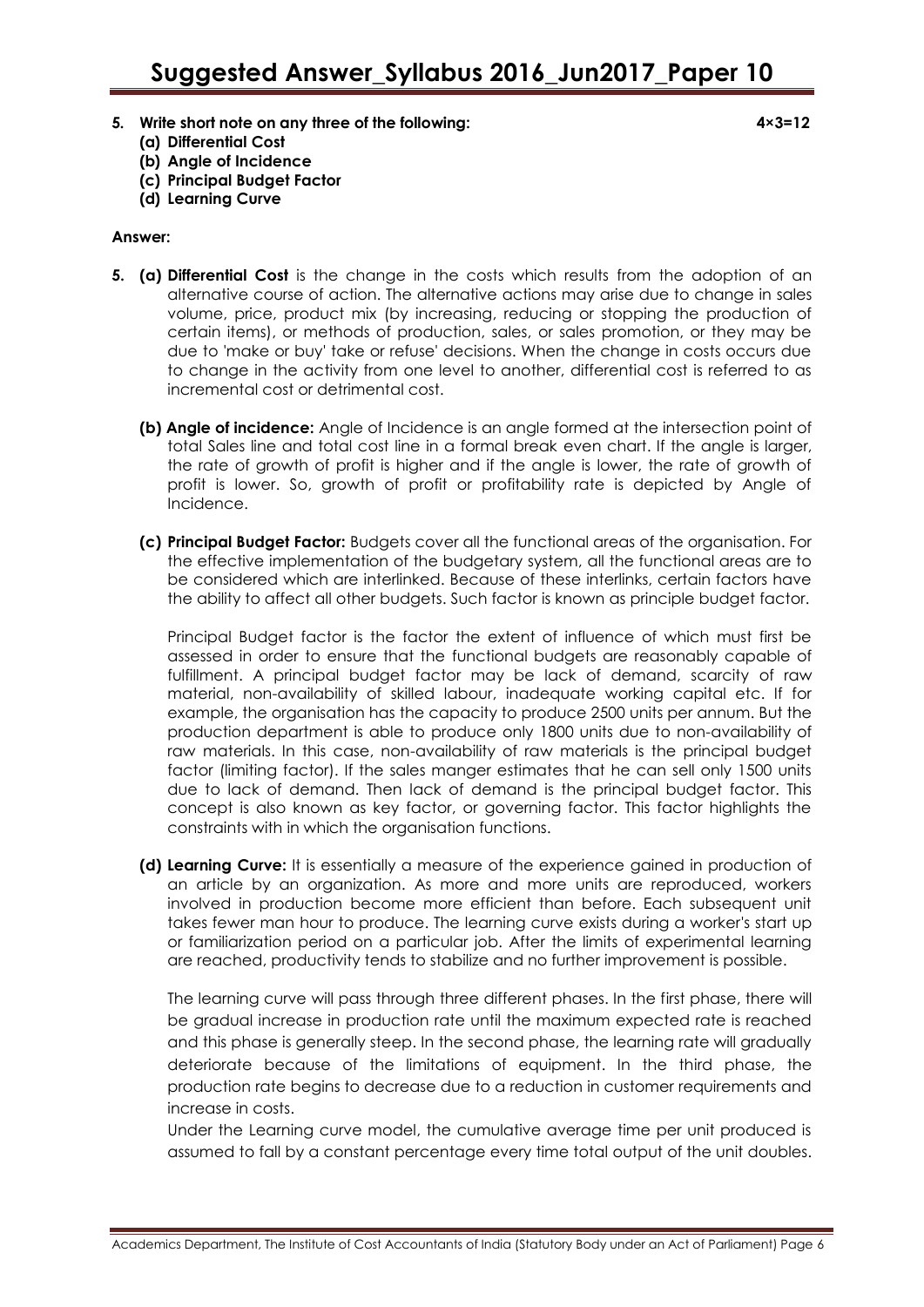**5. Write short note on any three of the following: 4×3=12**

**(a) Differential Cost**

**(b) Angle of Incidence**

**(c) Principal Budget Factor**

**(d) Learning Curve**

**Answer:**

**5. (a) Differential Cost** is the change in the costs which results from the adoption of an alternative course of action. The alternative actions may arise due to change in sales volume, price, product mix (by increasing, reducing or stopping the production of certain items), or methods of production, sales, or sales promotion, or they may be due to 'make or buy' take or refuse' decisions. When the change in costs occurs due to change in the activity from one level to another, differential cost is referred to as incremental cost or detrimental cost.

**(b) Angle of incidence:** Angle of Incidence is an angle formed at the intersection point of total Sales line and total cost line in a formal break even chart. If the angle is larger, the rate of growth of profit is higher and if the angle is lower, the rate of growth of profit is lower. So, growth of profit or profitability rate is depicted by Angle of Incidence.

**(c) Principal Budget Factor:** Budgets cover all the functional areas of the organisation. For the effective implementation of the budgetary system, all the functional areas are to be considered which are interlinked. Because of these interlinks, certain factors have the ability to affect all other budgets. Such factor is known as principle budget factor.

Principal Budget factor is the factor the extent of influence of which must first be assessed in order to ensure that the functional budgets are reasonably capable of fulfillment. A principal budget factor may be lack of demand, scarcity of raw material, non-availability of skilled labour, inadequate working capital etc. If for example, the organisation has the capacity to produce 2500 units per annum. But the production department is able to produce only 1800 units due to non-availability of raw materials. In this case, non-availability of raw materials is the principal budget factor (limiting factor). If the sales manger estimates that he can sell only 1500 units due to lack of demand. Then lack of demand is the principal budget factor. This concept is also known as key factor, or governing factor. This factor highlights the constraints with in which the organisation functions.

**(d) Learning Curve:** It is essentially a measure of the experience gained in production of an article by an organization. As more and more units are reproduced, workers involved in production become more efficient than before. Each subsequent unit takes fewer man hour to produce. The learning curve exists during a worker's start up or familiarization period on a particular job. After the limits of experimental learning are reached, productivity tends to stabilize and no further improvement is possible.

The learning curve will pass through three different phases. In the first phase, there will be gradual increase in production rate until the maximum expected rate is reached and this phase is generally steep. In the second phase, the learning rate will gradually deteriorate because of the limitations of equipment. In the third phase, the production rate begins to decrease due to a reduction in customer requirements and increase in costs.

Under the Learning curve model, the cumulative average time per unit produced is assumed to fall by a constant percentage every time total output of the unit doubles.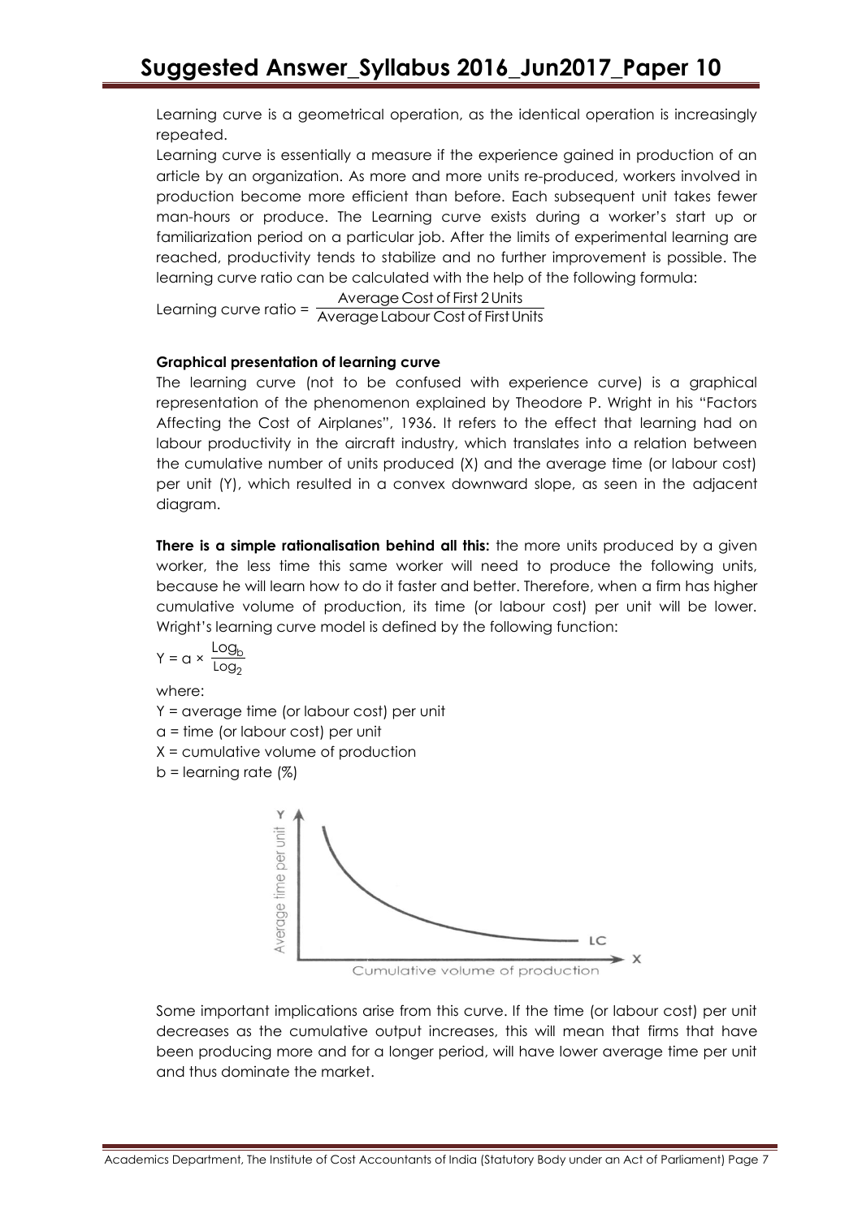Learning curve is a geometrical operation, as the identical operation is increasingly repeated.

Learning curve is essentially a measure if the experience gained in production of an article by an organization. As more and more units re-produced, workers involved in production become more efficient than before. Each subsequent unit takes fewer man-hours or produce. The Learning curve exists during a worker's start up or familiarization period on a particular job. After the limits of experimental learning are reached, productivity tends to stabilize and no further improvement is possible. The learning curve ratio can be calculated with the help of the following formula:

$$\text{Learning curve ratio} = \frac{\text{Average Cost of First 2 Units}}{\text{Average Labour Cost of First Units}}$$

**Graphical presentation of learning curve**

The learning curve (not to be confused with experience curve) is a graphical representation of the phenomenon explained by Theodore P. Wright in his "Factors Affecting the Cost of Airplanes", 1936. It refers to the effect that learning had on labour productivity in the aircraft industry, which translates into a relation between the cumulative number of units produced (X) and the average time (or labour cost) per unit (Y), which resulted in a convex downward slope, as seen in the adjacent diagram.

**There is a simple rationalisation behind all this:** the more units produced by a given worker, the less time this same worker will need to produce the following units, because he will learn how to do it faster and better. Therefore, when a firm has higher cumulative volume of production, its time (or labour cost) per unit will be lower. Wright's learning curve model is defined by the following function:

$$Y = a \times \frac{\text{Log}_b}{\text{Log}_2}$$

where:

Y = average time (or labour cost) per unit

a = time (or labour cost) per unit

X = cumulative volume of production

b = learning rate (%)

Some important implications arise from this curve. If the time (or labour cost) per unit decreases as the cumulative output increases, this will mean that firms that have been producing more and for a longer period, will have lower average time per unit and thus dominate the market.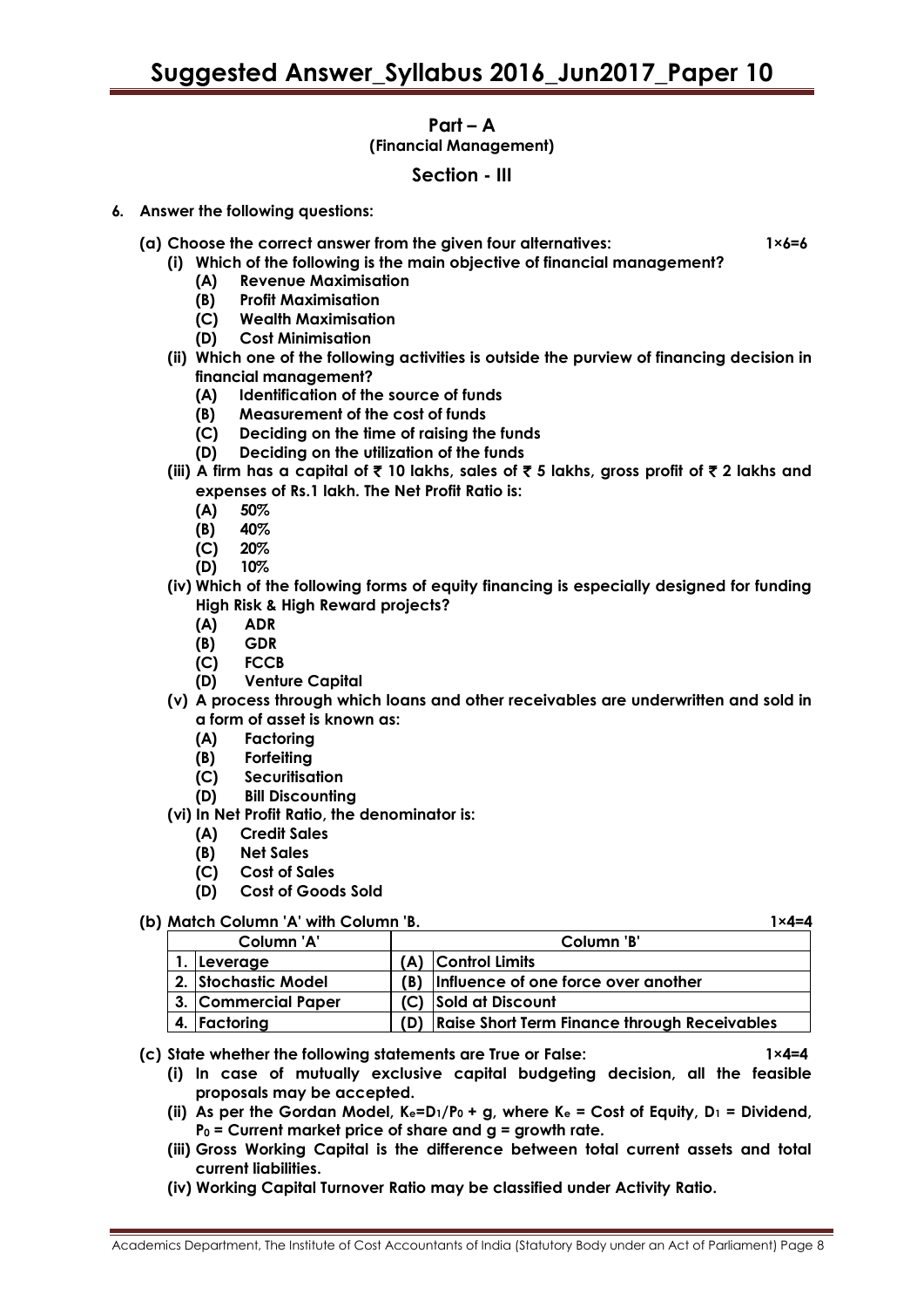## Part – A

**(Financial Management)**

## Section - III

**6. Answer the following questions:**

**(a) Choose the correct answer from the given four alternatives: 1×6=6**

**(i) Which of the following is the main objective of financial management?**

- **(A) Revenue Maximisation**
- **(B) Profit Maximisation**
- **(C) Wealth Maximisation**
- **(D) Cost Minimisation**

**(ii) Which one of the following activities is outside the purview of financing decision in financial management?**

- **(A) Identification of the source of funds**
- **(B) Measurement of the cost of funds**
- **(C) Deciding on the time of raising the funds**
- **(D) Deciding on the utilization of the funds**

**(iii) A firm has a capital of ₹ 10 lakhs, sales of ₹ 5 lakhs, gross profit of ₹ 2 lakhs and expenses of Rs.1 lakh. The Net Profit Ratio is:**

- **(A) 50%**
- **(B) 40%**
- **(C) 20%**
- **(D) 10%**

**(iv) Which of the following forms of equity financing is especially designed for funding High Risk & High Reward projects?**

- **(A) ADR**
- **(B) GDR**
- **(C) FCCB**
- **(D) Venture Capital**

**(v) A process through which loans and other receivables are underwritten and sold in a form of asset is known as:**

- **(A) Factoring**
- **(B) Forfeiting**
- **(C) Securitisation**
- **(D) Bill Discounting**

**(vi) In Net Profit Ratio, the denominator is:**

- **(A) Credit Sales**
- **(B) Net Sales**
- **(C) Cost of Sales**
- **(D) Cost of Goods Sold**

**(b) Match Column 'A' with Column 'B. 1×4=4**

| | Column 'A' | | Column 'B' |
|---|---|---|---|
| 1. | Leverage | (A) | Control Limits |
| 2. | Stochastic Model | (B) | Influence of one force over another |
| 3. | Commercial Paper | (C) | Sold at Discount |
| 4. | Factoring | (D) | Raise Short Term Finance through Receivables |

**(c) State whether the following statements are True or False: 1×4=4**

**(i) In case of mutually exclusive capital budgeting decision, all the feasible proposals may be accepted.**

**(ii) As per the Gordan Model, $K_e=D_1/P_0 + g$, where $K_e$ = Cost of Equity, $D_1$ = Dividend, $P_0$ = Current market price of share and g = growth rate.**

**(iii) Gross Working Capital is the difference between total current assets and total current liabilities.**

**(iv) Working Capital Turnover Ratio may be classified under Activity Ratio.**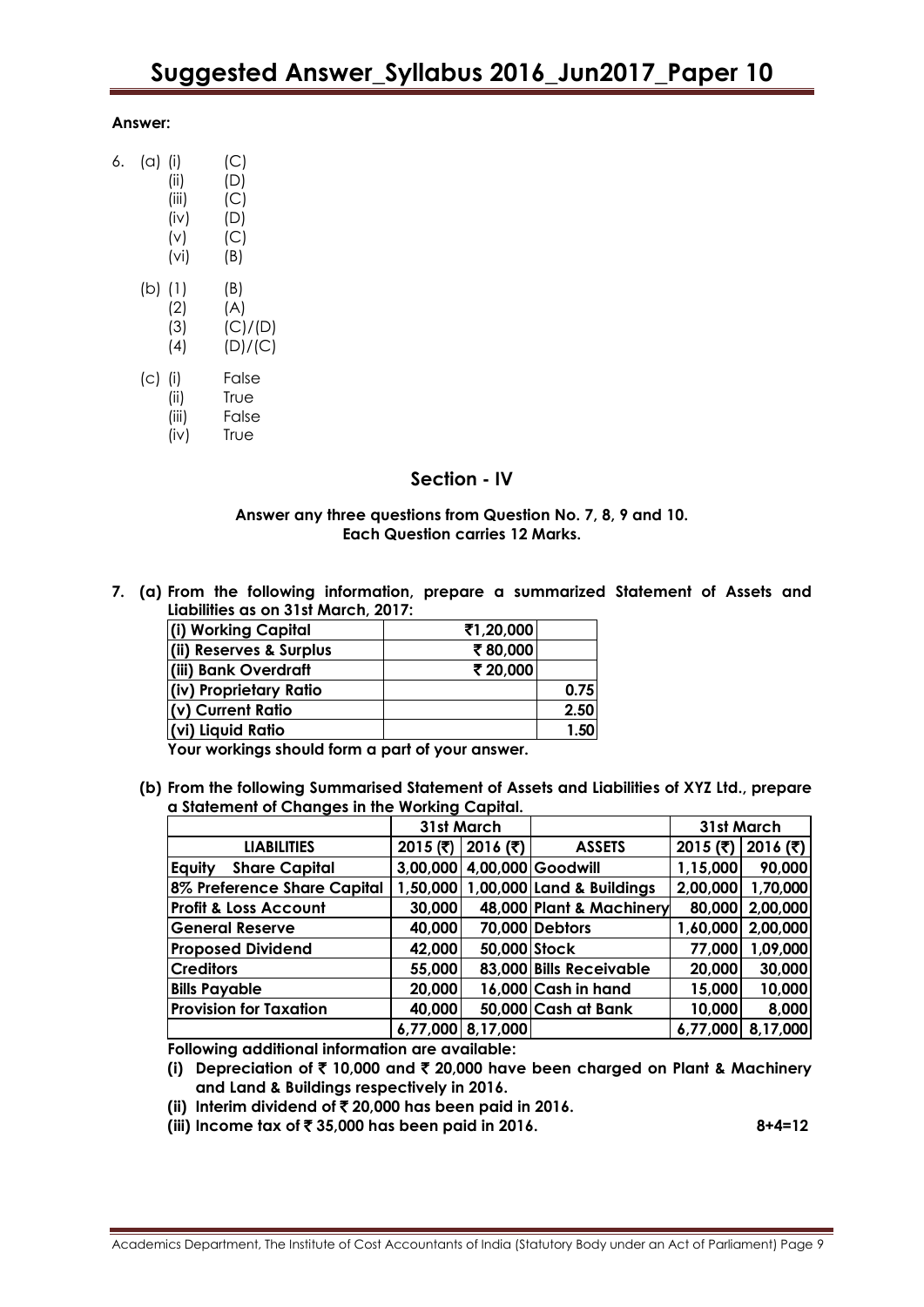**Answer:**

6. (a) (i) (C)
   (ii) (D)
   (iii) (C)
   (iv) (D)
   (v) (C)
   (vi) (B)

   (b) (1) (B)
   (2) (A)
   (3) (C)/(D)
   (4) (D)/(C)

   (c) (i) False
   (ii) True
   (iii) False
   (iv) True

## Section - IV

**Answer any three questions from Question No. 7, 8, 9 and 10.**
**Each Question carries 12 Marks.**

**7. (a) From the following information, prepare a summarized Statement of Assets and Liabilities as on 31st March, 2017:**

| | | |
|---|---|---|
| **(i) Working Capital** | **₹1,20,000** | |
| **(ii) Reserves & Surplus** | **₹ 80,000** | |
| **(iii) Bank Overdraft** | **₹ 20,000** | |
| **(iv) Proprietary Ratio** | | **0.75** |
| **(v) Current Ratio** | | **2.50** |
| **(vi) Liquid Ratio** | | **1.50** |

**Your workings should form a part of your answer.**

**(b) From the following Summarised Statement of Assets and Liabilities of XYZ Ltd., prepare a Statement of Changes in the Working Capital.**

| | 31st March | | | 31st March | |
|---|---|---|---|---|---|
| **LIABILITIES** | **2015 (₹)** | **2016 (₹)** | **ASSETS** | **2015 (₹)** | **2016 (₹)** |
| **Equity Share Capital** | **3,00,000** | **4,00,000** | **Goodwill** | **1,15,000** | **90,000** |
| **8% Preference Share Capital** | **1,50,000** | **1,00,000** | **Land & Buildings** | **2,00,000** | **1,70,000** |
| **Profit & Loss Account** | **30,000** | **48,000** | **Plant & Machinery** | **80,000** | **2,00,000** |
| **General Reserve** | **40,000** | **70,000** | **Debtors** | **1,60,000** | **2,00,000** |
| **Proposed Dividend** | **42,000** | **50,000** | **Stock** | **77,000** | **1,09,000** |
| **Creditors** | **55,000** | **83,000** | **Bills Receivable** | **20,000** | **30,000** |
| **Bills Payable** | **20,000** | **16,000** | **Cash in hand** | **15,000** | **10,000** |
| **Provision for Taxation** | **40,000** | **50,000** | **Cash at Bank** | **10,000** | **8,000** |
| | **6,77,000** | **8,17,000** | | **6,77,000** | **8,17,000** |

**Following additional information are available:**

**(i) Depreciation of ₹ 10,000 and ₹ 20,000 have been charged on Plant & Machinery and Land & Buildings respectively in 2016.**

**(ii) Interim dividend of ₹ 20,000 has been paid in 2016.**

**(iii) Income tax of ₹ 35,000 has been paid in 2016.** **8+4=12**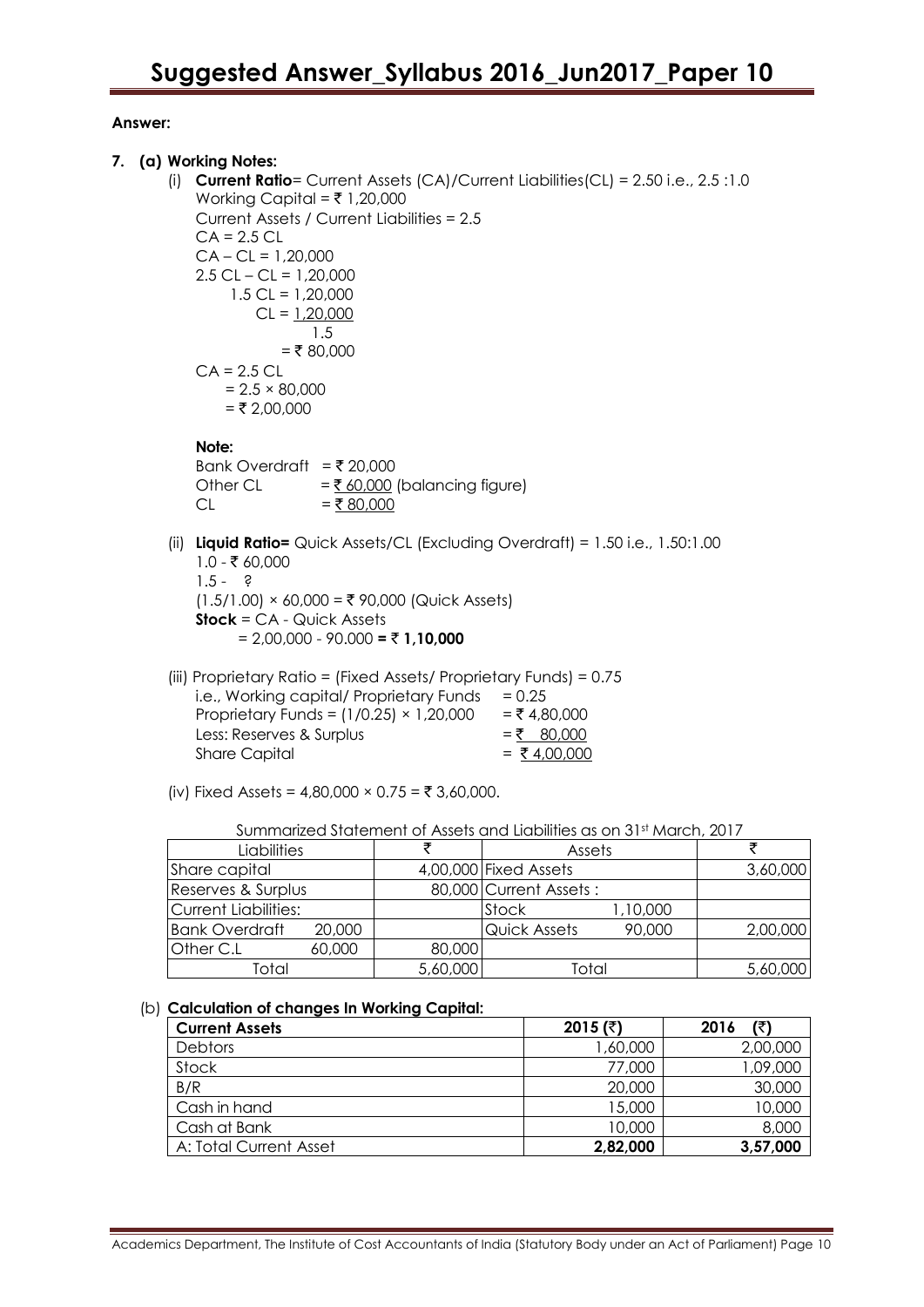**Answer:**

**7. (a) Working Notes:**

(i) **Current Ratio**= Current Assets (CA)/Current Liabilities(CL) = 2.50 i.e., 2.5 :1.0

Working Capital = ₹ 1,20,000

Current Assets / Current Liabilities = 2.5

CA = 2.5 CL

CA – CL = 1,20,000

2.5 CL – CL = 1,20,000

1.5 CL = 1,20,000

$$CL = \frac{1,20,000}{1.5}$$

= ₹ 80,000

CA = 2.5 CL

= 2.5 × 80,000

= ₹ 2,00,000

**Note:**

Bank Overdraft = ₹ 20,000

Other CL = ₹ 60,000 (balancing figure)

CL = ₹ 80,000

(ii) **Liquid Ratio=** Quick Assets/CL (Excluding Overdraft) = 1.50 i.e., 1.50:1.00

1.0 - ₹ 60,000

1.5 - ?

(1.5/1.00) × 60,000 = ₹ 90,000 (Quick Assets)

**Stock** = CA - Quick Assets

= 2,00,000 - 90.000 **= ₹ 1,10,000**

(iii) Proprietary Ratio = (Fixed Assets/ Proprietary Funds) = 0.75

| | |
|---|---|
| i.e., Working capital/ Proprietary Funds | = 0.25 |
| Proprietary Funds = (1/0.25) × 1,20,000 | = ₹ 4,80,000 |
| Less: Reserves & Surplus | = ₹ 80,000 |
| Share Capital | = ₹ 4,00,000 |

(iv) Fixed Assets = 4,80,000 × 0.75 = ₹ 3,60,000.

Summarized Statement of Assets and Liabilities as on 31st March, 2017

| Liabilities | | ₹ | Assets | | ₹ |
|---|---|---|---|---|---|
| Share capital | | 4,00,000 | Fixed Assets | | 3,60,000 |
| Reserves & Surplus | | 80,000 | Current Assets : | | |
| Current Liabilities: | | | Stock | 1,10,000 | |
| Bank Overdraft | 20,000 | | Quick Assets | 90,000 | 2,00,000 |
| Other C.L | 60,000 | 80,000 | | | |
| Total | | 5,60,000 | Total | | 5,60,000 |

(b) **Calculation of changes In Working Capital:**

| Current Assets | 2015 (₹) | 2016 (₹) |
|---|---|---|
| Debtors | 1,60,000 | 2,00,000 |
| Stock | 77,000 | 1,09,000 |
| B/R | 20,000 | 30,000 |
| Cash in hand | 15,000 | 10,000 |
| Cash at Bank | 10,000 | 8,000 |
| A: Total Current Asset | **2,82,000** | **3,57,000** |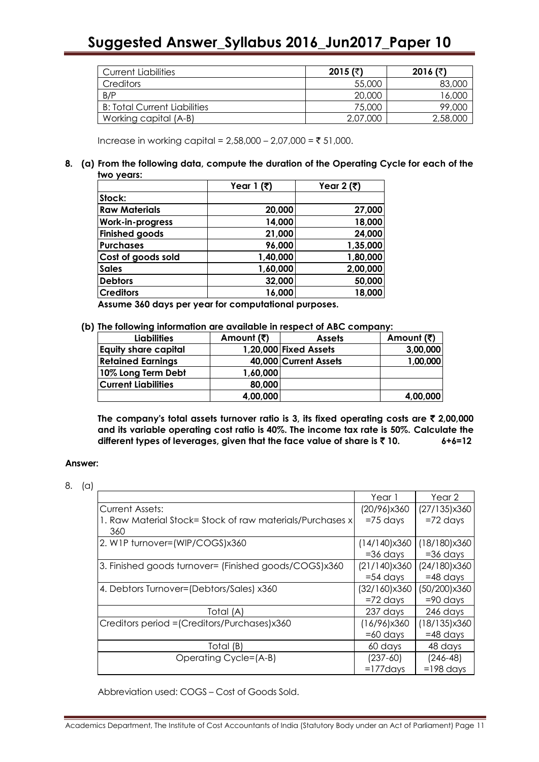| Current Liabilities | 2015 (₹) | 2016 (₹) |
|---|---|---|
| Creditors | 55,000 | 83,000 |
| B/P | 20,000 | 16,000 |
| B: Total Current Liabilities | 75,000 | 99,000 |
| Working capital (A-B) | 2,07,000 | 2,58,000 |

Increase in working capital = 2,58,000 – 2,07,000 = ₹ 51,000.

**8. (a) From the following data, compute the duration of the Operating Cycle for each of the two years:**

| | Year 1 (₹) | Year 2 (₹) |
|---|---|---|
| **Stock:** | | |
| **Raw Materials** | **20,000** | **27,000** |
| **Work-in-progress** | **14,000** | **18,000** |
| **Finished goods** | **21,000** | **24,000** |
| **Purchases** | **96,000** | **1,35,000** |
| **Cost of goods sold** | **1,40,000** | **1,80,000** |
| **Sales** | **1,60,000** | **2,00,000** |
| **Debtors** | **32,000** | **50,000** |
| **Creditors** | **16,000** | **18,000** |

**Assume 360 days per year for computational purposes.**

**(b) The following information are available in respect of ABC company:**

| Liabilities | Amount (₹) | Assets | Amount (₹) |
|---|---|---|---|
| **Equity share capital** | **1,20,000** | **Fixed Assets** | **3,00,000** |
| **Retained Earnings** | **40,000** | **Current Assets** | **1,00,000** |
| **10% Long Term Debt** | **1,60,000** | | |
| **Current Liabilities** | **80,000** | | |
| | **4,00,000** | | **4,00,000** |

**The company's total assets turnover ratio is 3, its fixed operating costs are ₹ 2,00,000 and its variable operating cost ratio is 40%. The income tax rate is 50%. Calculate the different types of leverages, given that the face value of share is ₹ 10.** **6+6=12**

**Answer:**

8. (a)

| | Year 1 | Year 2 |
|---|---|---|
| Current Assets:<br>1. Raw Material Stock= Stock of raw materials/Purchases x 360 | (20/96)x360<br>=75 days | (27/135)x360<br>=72 days |
| 2. W1P turnover=(WIP/COGS)x360 | (14/140)x360<br>=36 days | (18/180)x360<br>=36 days |
| 3. Finished goods turnover= (Finished goods/COGS)x360 | (21/140)x360<br>=54 days | (24/180)x360<br>=48 days |
| 4. Debtors Turnover=(Debtors/Sales) x360 | (32/160)x360<br>=72 days | (50/200)x360<br>=90 days |
| Total (A) | 237 days | 246 days |
| Creditors period =(Creditors/Purchases)x360 | (16/96)x360<br>=60 days | (18/135)x360<br>=48 days |
| Total (B) | 60 days | 48 days |
| Operating Cycle=(A-B) | (237-60)<br>=177days | (246-48)<br>=198 days |

Abbreviation used: COGS – Cost of Goods Sold.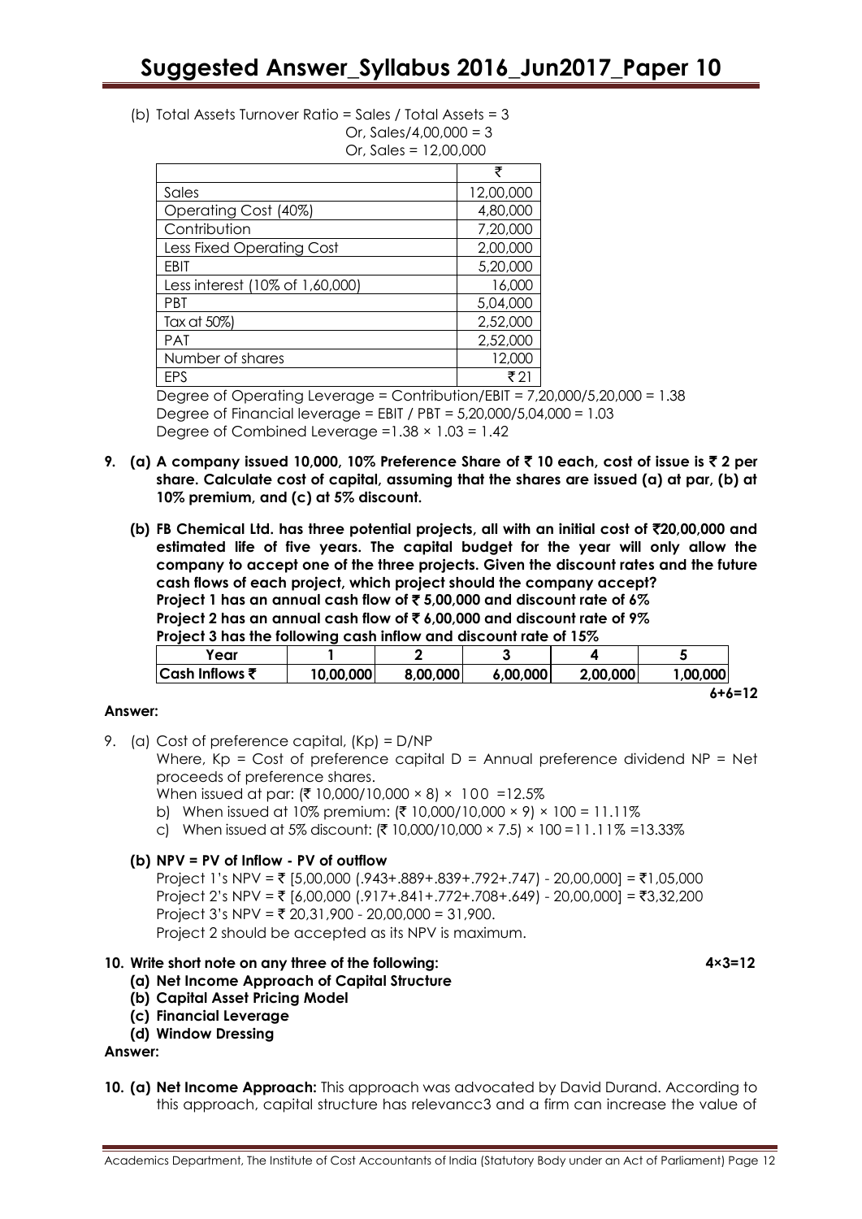(b) Total Assets Turnover Ratio = Sales / Total Assets = 3

Or, Sales/4,00,000 = 3

Or, Sales = 12,00,000

| | ₹ |
|---|---|
| Sales | 12,00,000 |
| Operating Cost (40%) | 4,80,000 |
| Contribution | 7,20,000 |
| Less Fixed Operating Cost | 2,00,000 |
| EBIT | 5,20,000 |
| Less interest (10% of 1,60,000) | 16,000 |
| PBT | 5,04,000 |
| Tax at 50%) | 2,52,000 |
| PAT | 2,52,000 |
| Number of shares | 12,000 |
| EPS | ₹ 21 |

Degree of Operating Leverage = Contribution/EBIT = 7,20,000/5,20,000 = 1.38

Degree of Financial leverage = EBIT / PBT = 5,20,000/5,04,000 = 1.03

Degree of Combined Leverage =1.38 × 1.03 = 1.42

**9. (a) A company issued 10,000, 10% Preference Share of ₹ 10 each, cost of issue is ₹ 2 per share. Calculate cost of capital, assuming that the shares are issued (a) at par, (b) at 10% premium, and (c) at 5% discount.**

**(b) FB Chemical Ltd. has three potential projects, all with an initial cost of ₹20,00,000 and estimated life of five years. The capital budget for the year will only allow the company to accept one of the three projects. Given the discount rates and the future cash flows of each project, which project should the company accept?**

**Project 1 has an annual cash flow of ₹ 5,00,000 and discount rate of 6%**

**Project 2 has an annual cash flow of ₹ 6,00,000 and discount rate of 9%**

**Project 3 has the following cash inflow and discount rate of 15%**

| Year | 1 | 2 | 3 | 4 | 5 |
|---|---|---|---|---|---|
| Cash Inflows ₹ | 10,00,000 | 8,00,000 | 6,00,000 | 2,00,000 | 1,00,000 |

**6+6=12**

**Answer:**

9. (a) Cost of preference capital, (Kp) = D/NP

Where, Kp = Cost of preference capital D = Annual preference dividend NP = Net proceeds of preference shares.

When issued at par: (₹ 10,000/10,000 × 8) × 100 =12.5%

b) When issued at 10% premium: (₹ 10,000/10,000 × 9) × 100 = 11.11%

c) When issued at 5% discount: (₹ 10,000/10,000 × 7.5) × 100 =11.11% =13.33%

**(b) NPV = PV of Inflow - PV of outflow**

Project 1's NPV = ₹ [5,00,000 (.943+.889+.839+.792+.747) - 20,00,000] = ₹1,05,000

Project 2's NPV = ₹ [6,00,000 (.917+.841+.772+.708+.649) - 20,00,000] = ₹3,32,200

Project 3's NPV = ₹ 20,31,900 - 20,00,000 = 31,900.

Project 2 should be accepted as its NPV is maximum.

**10. Write short note on any three of the following: 4×3=12**

**(a) Net Income Approach of Capital Structure**

**(b) Capital Asset Pricing Model**

**(c) Financial Leverage**

**(d) Window Dressing**

**Answer:**

**10. (a) Net Income Approach:** This approach was advocated by David Durand. According to this approach, capital structure has relevancc3 and a firm can increase the value of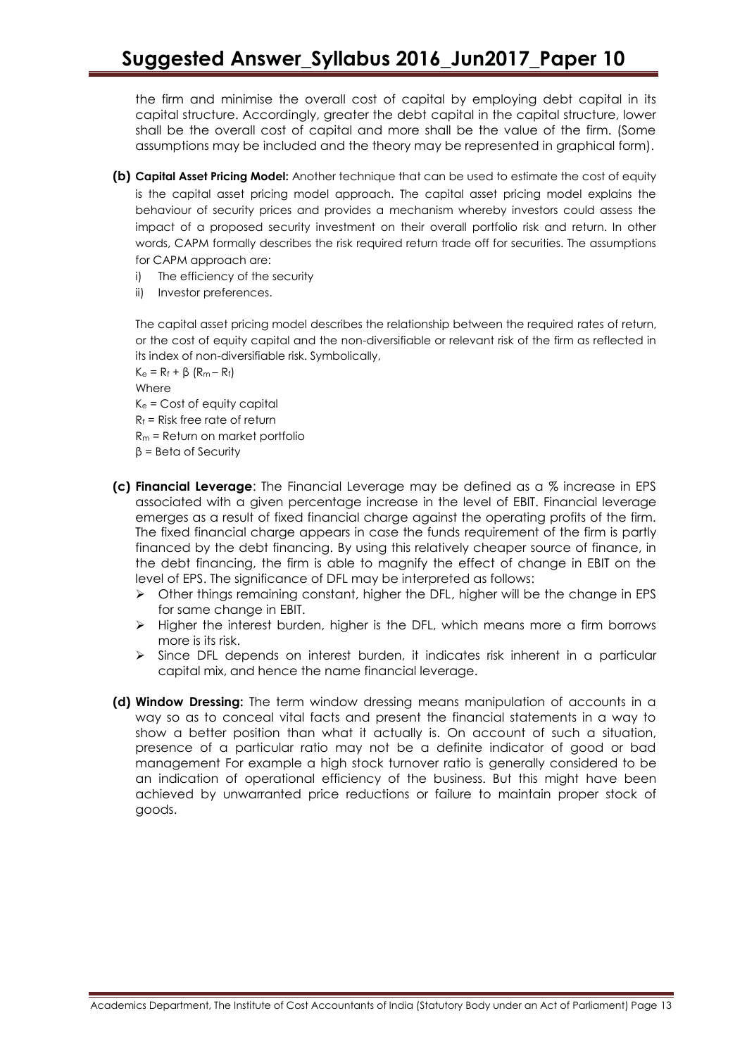the firm and minimise the overall cost of capital by employing debt capital in its capital structure. Accordingly, greater the debt capital in the capital structure, lower shall be the overall cost of capital and more shall be the value of the firm. (Some assumptions may be included and the theory may be represented in graphical form).

**(b) Capital Asset Pricing Model:** Another technique that can be used to estimate the cost of equity is the capital asset pricing model approach. The capital asset pricing model explains the behaviour of security prices and provides a mechanism whereby investors could assess the impact of a proposed security investment on their overall portfolio risk and return. In other words, CAPM formally describes the risk required return trade off for securities. The assumptions for CAPM approach are:

i) The efficiency of the security
ii) Investor preferences.

The capital asset pricing model describes the relationship between the required rates of return, or the cost of equity capital and the non-diversifiable or relevant risk of the firm as reflected in its index of non-diversifiable risk. Symbolically,

$K_e = R_f + \beta\ (R_m - R_f)$

Where

$K_e$ = Cost of equity capital
$R_f$ = Risk free rate of return
$R_m$ = Return on market portfolio
$\beta$ = Beta of Security

**(c) Financial Leverage**: The Financial Leverage may be defined as a % increase in EPS associated with a given percentage increase in the level of EBIT. Financial leverage emerges as a result of fixed financial charge against the operating profits of the firm. The fixed financial charge appears in case the funds requirement of the firm is partly financed by the debt financing. By using this relatively cheaper source of finance, in the debt financing, the firm is able to magnify the effect of change in EBIT on the level of EPS. The significance of DFL may be interpreted as follows:

- Other things remaining constant, higher the DFL, higher will be the change in EPS for same change in EBIT.
- Higher the interest burden, higher is the DFL, which means more a firm borrows more is its risk.
- Since DFL depends on interest burden, it indicates risk inherent in a particular capital mix, and hence the name financial leverage.

**(d) Window Dressing:** The term window dressing means manipulation of accounts in a way so as to conceal vital facts and present the financial statements in a way to show a better position than what it actually is. On account of such a situation, presence of a particular ratio may not be a definite indicator of good or bad management For example a high stock turnover ratio is generally considered to be an indication of operational efficiency of the business. But this might have been achieved by unwarranted price reductions or failure to maintain proper stock of goods.